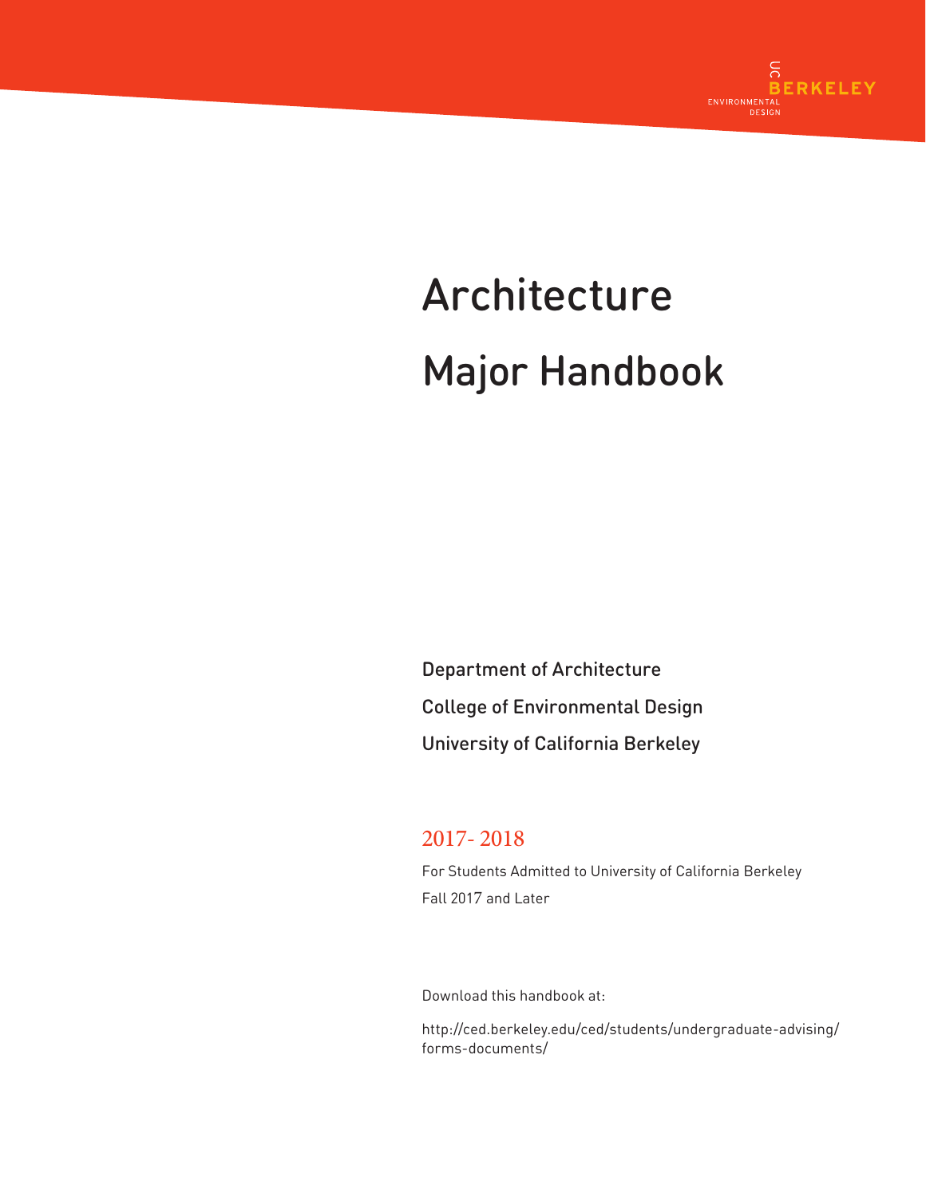UC BERKELEY ENVIRONMENTAL DESIGN

# Architecture Major Handbook

Department of Architecture

College of Environmental Design

University of California Berkeley

## 2017- 2018

For Students Admitted to University of California Berkeley

Fall 2017 and Later

Download this handbook at:

http://ced.berkeley.edu/ced/students/undergraduate-advising/forms-documents/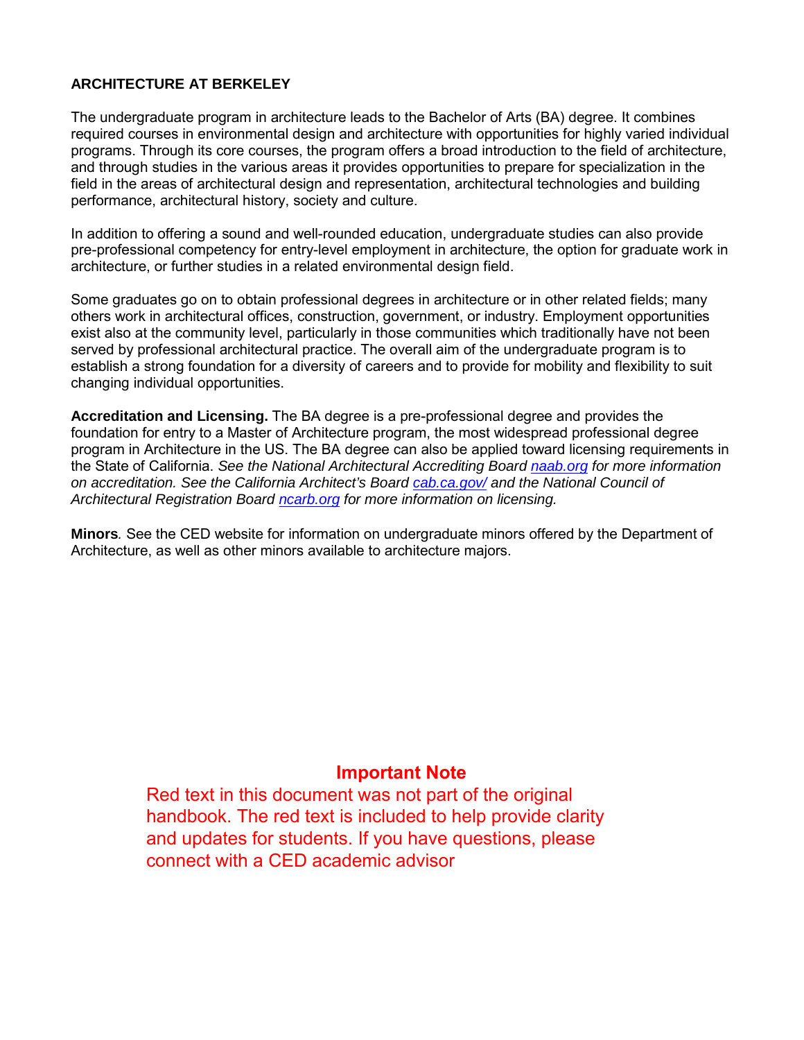## ARCHITECTURE AT BERKELEY

The undergraduate program in architecture leads to the Bachelor of Arts (BA) degree. It combines required courses in environmental design and architecture with opportunities for highly varied individual programs. Through its core courses, the program offers a broad introduction to the field of architecture, and through studies in the various areas it provides opportunities to prepare for specialization in the field in the areas of architectural design and representation, architectural technologies and building performance, architectural history, society and culture.

In addition to offering a sound and well-rounded education, undergraduate studies can also provide pre-professional competency for entry-level employment in architecture, the option for graduate work in architecture, or further studies in a related environmental design field.

Some graduates go on to obtain professional degrees in architecture or in other related fields; many others work in architectural offices, construction, government, or industry. Employment opportunities exist also at the community level, particularly in those communities which traditionally have not been served by professional architectural practice. The overall aim of the undergraduate program is to establish a strong foundation for a diversity of careers and to provide for mobility and flexibility to suit changing individual opportunities.

**Accreditation and Licensing.** The BA degree is a pre-professional degree and provides the foundation for entry to a Master of Architecture program, the most widespread professional degree program in Architecture in the US. The BA degree can also be applied toward licensing requirements in the State of California. *See the National Architectural Accrediting Board [naab.org](naab.org) for more information on accreditation. See the California Architect's Board [cab.ca.gov/](cab.ca.gov/) and the National Council of Architectural Registration Board [ncarb.org](ncarb.org) for more information on licensing.*

**Minors***.* See the CED website for information on undergraduate minors offered by the Department of Architecture, as well as other minors available to architecture majors.

**Important Note**

Red text in this document was not part of the original handbook. The red text is included to help provide clarity and updates for students. If you have questions, please connect with a CED academic advisor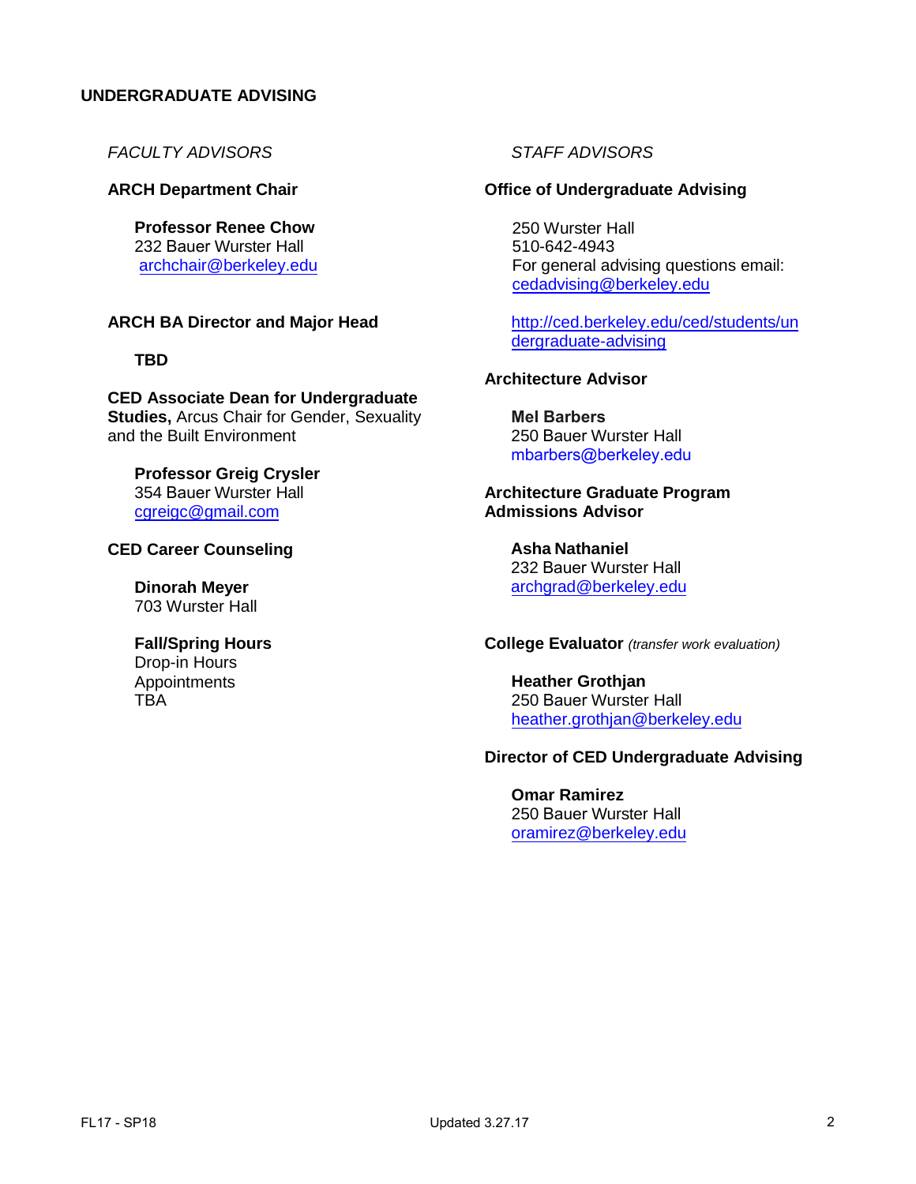## UNDERGRADUATE ADVISING

### *FACULTY ADVISORS*

**ARCH Department Chair**

**Professor Renee Chow**
232 Bauer Wurster Hall
archchair@berkeley.edu

**ARCH BA Director and Major Head**

**TBD**

**CED Associate Dean for Undergraduate Studies,** Arcus Chair for Gender, Sexuality and the Built Environment

**Professor Greig Crysler**
354 Bauer Wurster Hall
cgreigc@gmail.com

**CED Career Counseling**

**Dinorah Meyer**
703 Wurster Hall

**Fall/Spring Hours**
Drop-in Hours
Appointments
TBA

### *STAFF ADVISORS*

**Office of Undergraduate Advising**

250 Wurster Hall
510-642-4943
For general advising questions email:
cedadvising@berkeley.edu

http://ced.berkeley.edu/ced/students/undergraduate-advising

**Architecture Advisor**

**Mel Barbers**
250 Bauer Wurster Hall
mbarbers@berkeley.edu

**Architecture Graduate Program Admissions Advisor**

**Asha Nathaniel**
232 Bauer Wurster Hall
archgrad@berkeley.edu

**College Evaluator** *(transfer work evaluation)*

**Heather Grothjan**
250 Bauer Wurster Hall
heather.grothjan@berkeley.edu

**Director of CED Undergraduate Advising**

**Omar Ramirez**
250 Bauer Wurster Hall
oramirez@berkeley.edu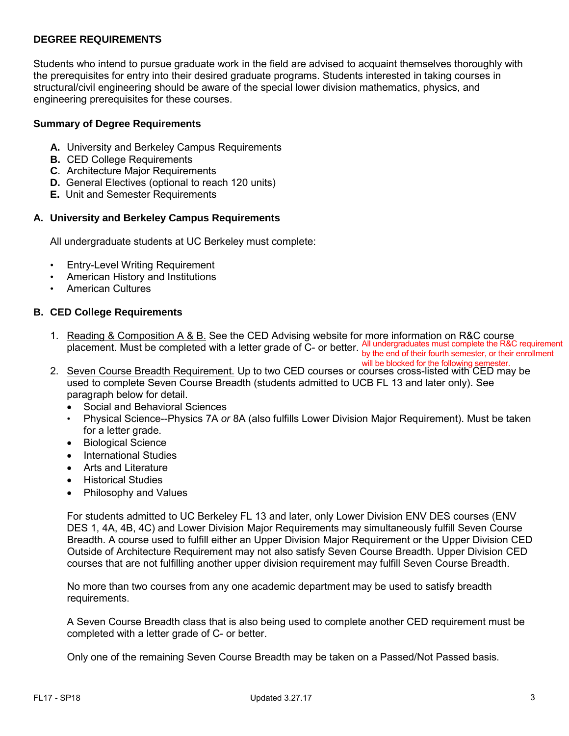## DEGREE REQUIREMENTS

Students who intend to pursue graduate work in the field are advised to acquaint themselves thoroughly with the prerequisites for entry into their desired graduate programs. Students interested in taking courses in structural/civil engineering should be aware of the special lower division mathematics, physics, and engineering prerequisites for these courses.

### Summary of Degree Requirements

- **A.** University and Berkeley Campus Requirements
- **B.** CED College Requirements
- **C**. Architecture Major Requirements
- **D.** General Electives (optional to reach 120 units)
- **E.** Unit and Semester Requirements

### A. University and Berkeley Campus Requirements

All undergraduate students at UC Berkeley must complete:

- Entry-Level Writing Requirement
- American History and Institutions
- American Cultures

### B. CED College Requirements

1. Reading & Composition A & B. See the CED Advising website for more information on R&C course placement. Must be completed with a letter grade of C- or better. All undergraduates must complete the R&C requirement by the end of their fourth semester, or their enrollment will be blocked for the following semester.
2. Seven Course Breadth Requirement. Up to two CED courses or courses cross-listed with CED may be used to complete Seven Course Breadth (students admitted to UCB FL 13 and later only). See paragraph below for detail.
   - Social and Behavioral Sciences
   - Physical Science--Physics 7A *or* 8A (also fulfills Lower Division Major Requirement). Must be taken for a letter grade.
   - Biological Science
   - International Studies
   - Arts and Literature
   - Historical Studies
   - Philosophy and Values

   For students admitted to UC Berkeley FL 13 and later, only Lower Division ENV DES courses (ENV DES 1, 4A, 4B, 4C) and Lower Division Major Requirements may simultaneously fulfill Seven Course Breadth. A course used to fulfill either an Upper Division Major Requirement or the Upper Division CED Outside of Architecture Requirement may not also satisfy Seven Course Breadth. Upper Division CED courses that are not fulfilling another upper division requirement may fulfill Seven Course Breadth.

   No more than two courses from any one academic department may be used to satisfy breadth requirements.

   A Seven Course Breadth class that is also being used to complete another CED requirement must be completed with a letter grade of C- or better.

   Only one of the remaining Seven Course Breadth may be taken on a Passed/Not Passed basis.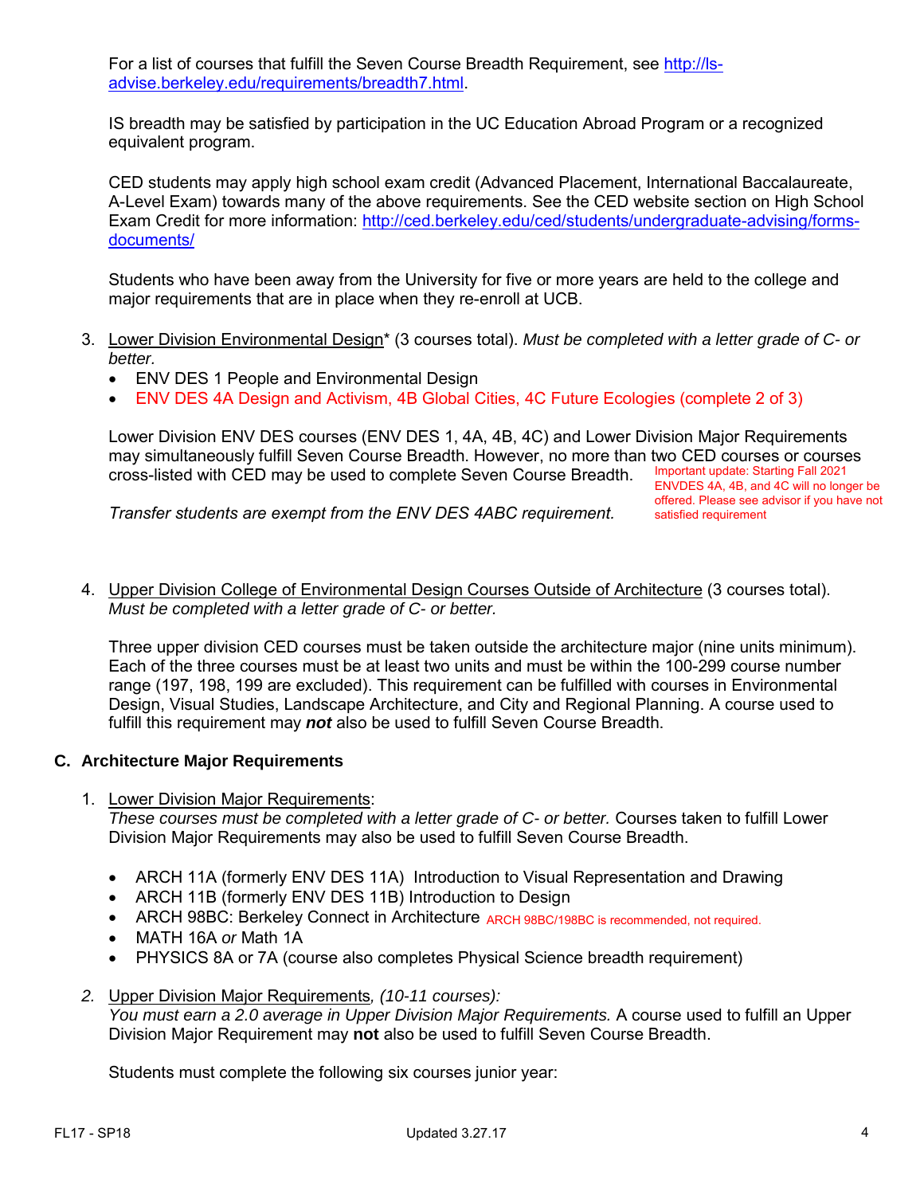For a list of courses that fulfill the Seven Course Breadth Requirement, see http://ls-advise.berkeley.edu/requirements/breadth7.html.

IS breadth may be satisfied by participation in the UC Education Abroad Program or a recognized equivalent program.

CED students may apply high school exam credit (Advanced Placement, International Baccalaureate, A-Level Exam) towards many of the above requirements. See the CED website section on High School Exam Credit for more information: http://ced.berkeley.edu/ced/students/undergraduate-advising/forms-documents/

Students who have been away from the University for five or more years are held to the college and major requirements that are in place when they re-enroll at UCB.

3. Lower Division Environmental Design* (3 courses total). *Must be completed with a letter grade of C- or better.*
   - ENV DES 1 People and Environmental Design
   - ENV DES 4A Design and Activism, 4B Global Cities, 4C Future Ecologies (complete 2 of 3)

   Lower Division ENV DES courses (ENV DES 1, 4A, 4B, 4C) and Lower Division Major Requirements may simultaneously fulfill Seven Course Breadth. However, no more than two CED courses or courses cross-listed with CED may be used to complete Seven Course Breadth.

   *Transfer students are exempt from the ENV DES 4ABC requirement.*

   Important update: Starting Fall 2021 ENVDES 4A, 4B, and 4C will no longer be offered. Please see advisor if you have not satisfied requirement

4. Upper Division College of Environmental Design Courses Outside of Architecture (3 courses total). *Must be completed with a letter grade of C- or better.*

   Three upper division CED courses must be taken outside the architecture major (nine units minimum). Each of the three courses must be at least two units and must be within the 100-299 course number range (197, 198, 199 are excluded). This requirement can be fulfilled with courses in Environmental Design, Visual Studies, Landscape Architecture, and City and Regional Planning. A course used to fulfill this requirement may ***not*** also be used to fulfill Seven Course Breadth.

### C. Architecture Major Requirements

1. Lower Division Major Requirements:
   *These courses must be completed with a letter grade of C- or better.* Courses taken to fulfill Lower Division Major Requirements may also be used to fulfill Seven Course Breadth.

   - ARCH 11A (formerly ENV DES 11A) Introduction to Visual Representation and Drawing
   - ARCH 11B (formerly ENV DES 11B) Introduction to Design
   - ARCH 98BC: Berkeley Connect in Architecture ARCH 98BC/198BC is recommended, not required.
   - MATH 16A *or* Math 1A
   - PHYSICS 8A or 7A (course also completes Physical Science breadth requirement)

2. Upper Division Major Requirements*, (10-11 courses):*
   *You must earn a 2.0 average in Upper Division Major Requirements.* A course used to fulfill an Upper Division Major Requirement may **not** also be used to fulfill Seven Course Breadth.

   Students must complete the following six courses junior year: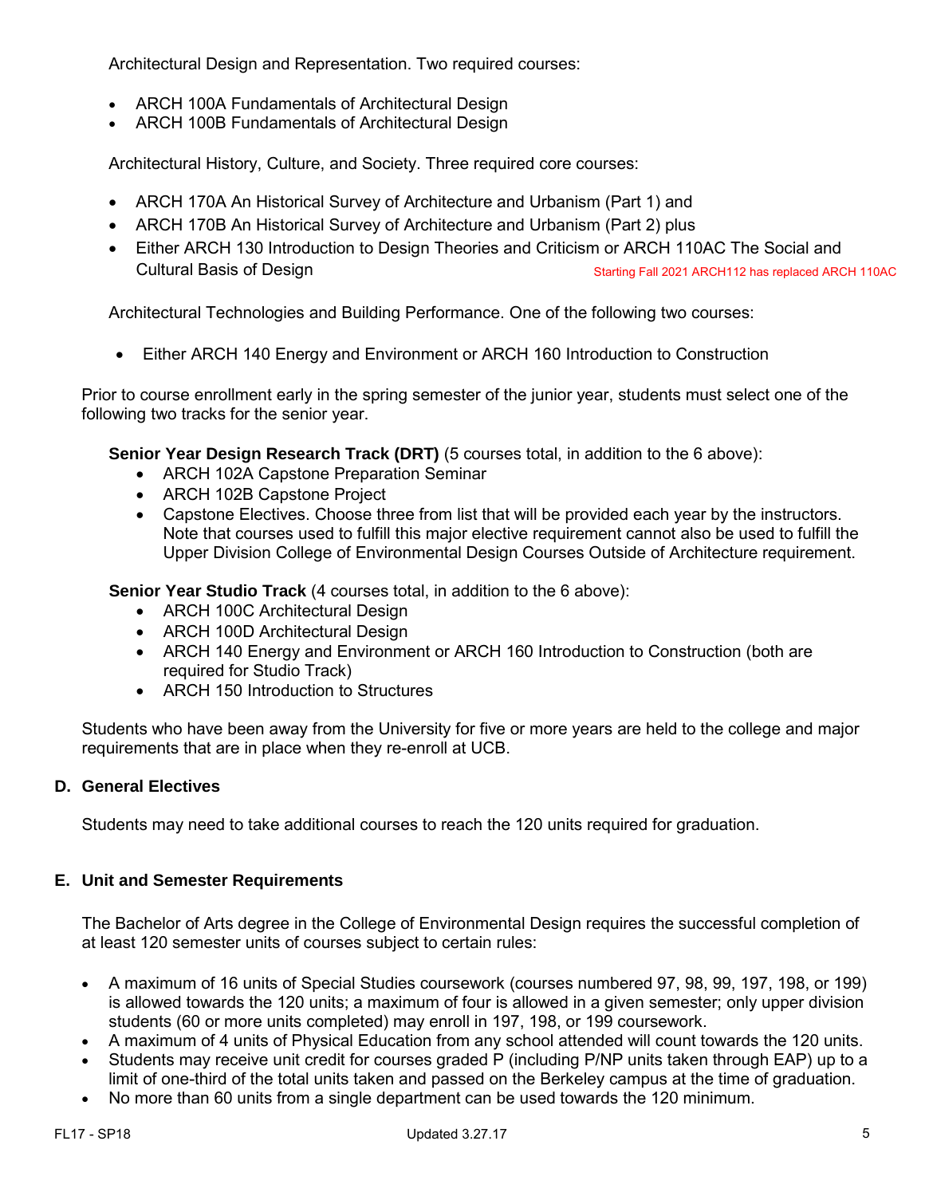Architectural Design and Representation. Two required courses:

- ARCH 100A Fundamentals of Architectural Design
- ARCH 100B Fundamentals of Architectural Design

Architectural History, Culture, and Society. Three required core courses:

- ARCH 170A An Historical Survey of Architecture and Urbanism (Part 1) and
- ARCH 170B An Historical Survey of Architecture and Urbanism (Part 2) plus
- Either ARCH 130 Introduction to Design Theories and Criticism or ARCH 110AC The Social and Cultural Basis of Design

Starting Fall 2021 ARCH112 has replaced ARCH 110AC

Architectural Technologies and Building Performance. One of the following two courses:

- Either ARCH 140 Energy and Environment or ARCH 160 Introduction to Construction

Prior to course enrollment early in the spring semester of the junior year, students must select one of the following two tracks for the senior year.

**Senior Year Design Research Track (DRT)** (5 courses total, in addition to the 6 above):

- ARCH 102A Capstone Preparation Seminar
- ARCH 102B Capstone Project
- Capstone Electives. Choose three from list that will be provided each year by the instructors. Note that courses used to fulfill this major elective requirement cannot also be used to fulfill the Upper Division College of Environmental Design Courses Outside of Architecture requirement.

**Senior Year Studio Track** (4 courses total, in addition to the 6 above):

- ARCH 100C Architectural Design
- ARCH 100D Architectural Design
- ARCH 140 Energy and Environment or ARCH 160 Introduction to Construction (both are required for Studio Track)
- ARCH 150 Introduction to Structures

Students who have been away from the University for five or more years are held to the college and major requirements that are in place when they re-enroll at UCB.

## D. General Electives

Students may need to take additional courses to reach the 120 units required for graduation.

## E. Unit and Semester Requirements

The Bachelor of Arts degree in the College of Environmental Design requires the successful completion of at least 120 semester units of courses subject to certain rules:

- A maximum of 16 units of Special Studies coursework (courses numbered 97, 98, 99, 197, 198, or 199) is allowed towards the 120 units; a maximum of four is allowed in a given semester; only upper division students (60 or more units completed) may enroll in 197, 198, or 199 coursework.
- A maximum of 4 units of Physical Education from any school attended will count towards the 120 units.
- Students may receive unit credit for courses graded P (including P/NP units taken through EAP) up to a limit of one-third of the total units taken and passed on the Berkeley campus at the time of graduation.
- No more than 60 units from a single department can be used towards the 120 minimum.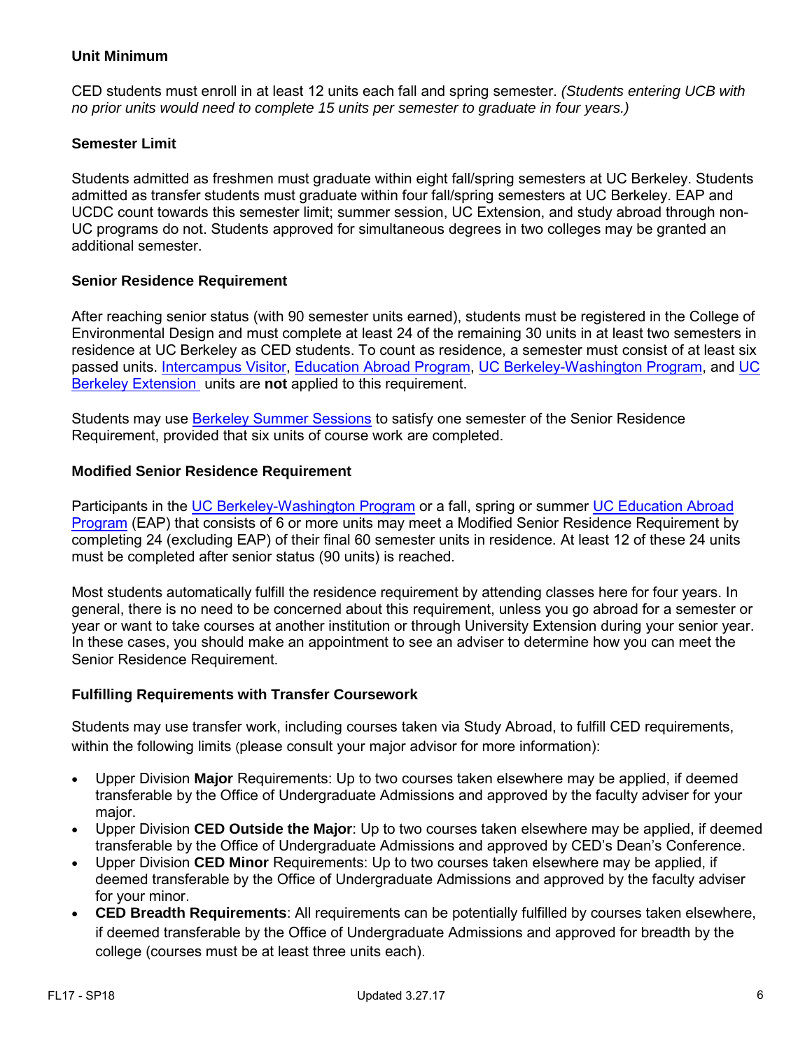### Unit Minimum

CED students must enroll in at least 12 units each fall and spring semester. *(Students entering UCB with no prior units would need to complete 15 units per semester to graduate in four years.)*

### Semester Limit

Students admitted as freshmen must graduate within eight fall/spring semesters at UC Berkeley. Students admitted as transfer students must graduate within four fall/spring semesters at UC Berkeley. EAP and UCDC count towards this semester limit; summer session, UC Extension, and study abroad through non-UC programs do not. Students approved for simultaneous degrees in two colleges may be granted an additional semester.

### Senior Residence Requirement

After reaching senior status (with 90 semester units earned), students must be registered in the College of Environmental Design and must complete at least 24 of the remaining 30 units in at least two semesters in residence at UC Berkeley as CED students. To count as residence, a semester must consist of at least six passed units. Intercampus Visitor, Education Abroad Program, UC Berkeley-Washington Program, and UC Berkeley Extension units are **not** applied to this requirement.

Students may use Berkeley Summer Sessions to satisfy one semester of the Senior Residence Requirement, provided that six units of course work are completed.

### Modified Senior Residence Requirement

Participants in the UC Berkeley-Washington Program or a fall, spring or summer UC Education Abroad Program (EAP) that consists of 6 or more units may meet a Modified Senior Residence Requirement by completing 24 (excluding EAP) of their final 60 semester units in residence. At least 12 of these 24 units must be completed after senior status (90 units) is reached.

Most students automatically fulfill the residence requirement by attending classes here for four years. In general, there is no need to be concerned about this requirement, unless you go abroad for a semester or year or want to take courses at another institution or through University Extension during your senior year. In these cases, you should make an appointment to see an adviser to determine how you can meet the Senior Residence Requirement.

### Fulfilling Requirements with Transfer Coursework

Students may use transfer work, including courses taken via Study Abroad, to fulfill CED requirements, within the following limits (please consult your major advisor for more information):

- Upper Division **Major** Requirements: Up to two courses taken elsewhere may be applied, if deemed transferable by the Office of Undergraduate Admissions and approved by the faculty adviser for your major.
- Upper Division **CED Outside the Major**: Up to two courses taken elsewhere may be applied, if deemed transferable by the Office of Undergraduate Admissions and approved by CED's Dean's Conference.
- Upper Division **CED Minor** Requirements: Up to two courses taken elsewhere may be applied, if deemed transferable by the Office of Undergraduate Admissions and approved by the faculty adviser for your minor.
- **CED Breadth Requirements**: All requirements can be potentially fulfilled by courses taken elsewhere, if deemed transferable by the Office of Undergraduate Admissions and approved for breadth by the college (courses must be at least three units each).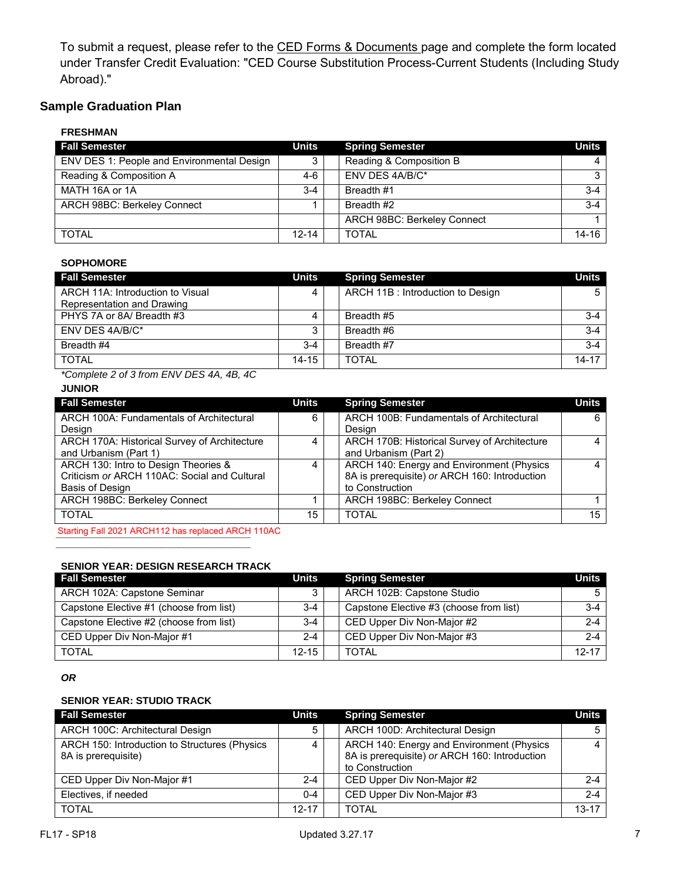To submit a request, please refer to the CED Forms & Documents page and complete the form located under Transfer Credit Evaluation: "CED Course Substitution Process-Current Students (Including Study Abroad)."

## Sample Graduation Plan

### FRESHMAN

| Fall Semester | Units | | Spring Semester | Units |
|---|---|---|---|---|
| ENV DES 1: People and Environmental Design | 3 | | Reading & Composition B | 4 |
| Reading & Composition A | 4-6 | | ENV DES 4A/B/C* | 3 |
| MATH 16A or 1A | 3-4 | | Breadth #1 | 3-4 |
| ARCH 98BC: Berkeley Connect | 1 | | Breadth #2 | 3-4 |
| | | | ARCH 98BC: Berkeley Connect | 1 |
| TOTAL | 12-14 | | TOTAL | 14-16 |

### SOPHOMORE

| Fall Semester | Units | | Spring Semester | Units |
|---|---|---|---|---|
| ARCH 11A: Introduction to Visual Representation and Drawing | 4 | | ARCH 11B : Introduction to Design | 5 |
| PHYS 7A or 8A/ Breadth #3 | 4 | | Breadth #5 | 3-4 |
| ENV DES 4A/B/C* | 3 | | Breadth #6 | 3-4 |
| Breadth #4 | 3-4 | | Breadth #7 | 3-4 |
| TOTAL | 14-15 | | TOTAL | 14-17 |

*\*Complete 2 of 3 from ENV DES 4A, 4B, 4C*

### JUNIOR

| Fall Semester | Units | | Spring Semester | Units |
|---|---|---|---|---|
| ARCH 100A: Fundamentals of Architectural Design | 6 | | ARCH 100B: Fundamentals of Architectural Design | 6 |
| ARCH 170A: Historical Survey of Architecture and Urbanism (Part 1) | 4 | | ARCH 170B: Historical Survey of Architecture and Urbanism (Part 2) | 4 |
| ARCH 130: Intro to Design Theories & Criticism *or* ARCH 110AC: Social and Cultural Basis of Design | 4 | | ARCH 140: Energy and Environment (Physics 8A is prerequisite) *or* ARCH 160: Introduction to Construction | 4 |
| ARCH 198BC: Berkeley Connect | 1 | | ARCH 198BC: Berkeley Connect | 1 |
| TOTAL | 15 | | TOTAL | 15 |

Starting Fall 2021 ARCH112 has replaced ARCH 110AC

### SENIOR YEAR: DESIGN RESEARCH TRACK

| Fall Semester | Units | | Spring Semester | Units |
|---|---|---|---|---|
| ARCH 102A: Capstone Seminar | 3 | | ARCH 102B: Capstone Studio | 5 |
| Capstone Elective #1 (choose from list) | 3-4 | | Capstone Elective #3 (choose from list) | 3-4 |
| Capstone Elective #2 (choose from list) | 3-4 | | CED Upper Div Non-Major #2 | 2-4 |
| CED Upper Div Non-Major #1 | 2-4 | | CED Upper Div Non-Major #3 | 2-4 |
| TOTAL | 12-15 | | TOTAL | 12-17 |

***OR***

### SENIOR YEAR: STUDIO TRACK

| Fall Semester | Units | | Spring Semester | Units |
|---|---|---|---|---|
| ARCH 100C: Architectural Design | 5 | | ARCH 100D: Architectural Design | 5 |
| ARCH 150: Introduction to Structures (Physics 8A is prerequisite) | 4 | | ARCH 140: Energy and Environment (Physics 8A is prerequisite) *or* ARCH 160: Introduction to Construction | 4 |
| CED Upper Div Non-Major #1 | 2-4 | | CED Upper Div Non-Major #2 | 2-4 |
| Electives, if needed | 0-4 | | CED Upper Div Non-Major #3 | 2-4 |
| TOTAL | 12-17 | | TOTAL | 13-17 |

FL17 - SP18 Updated 3.27.17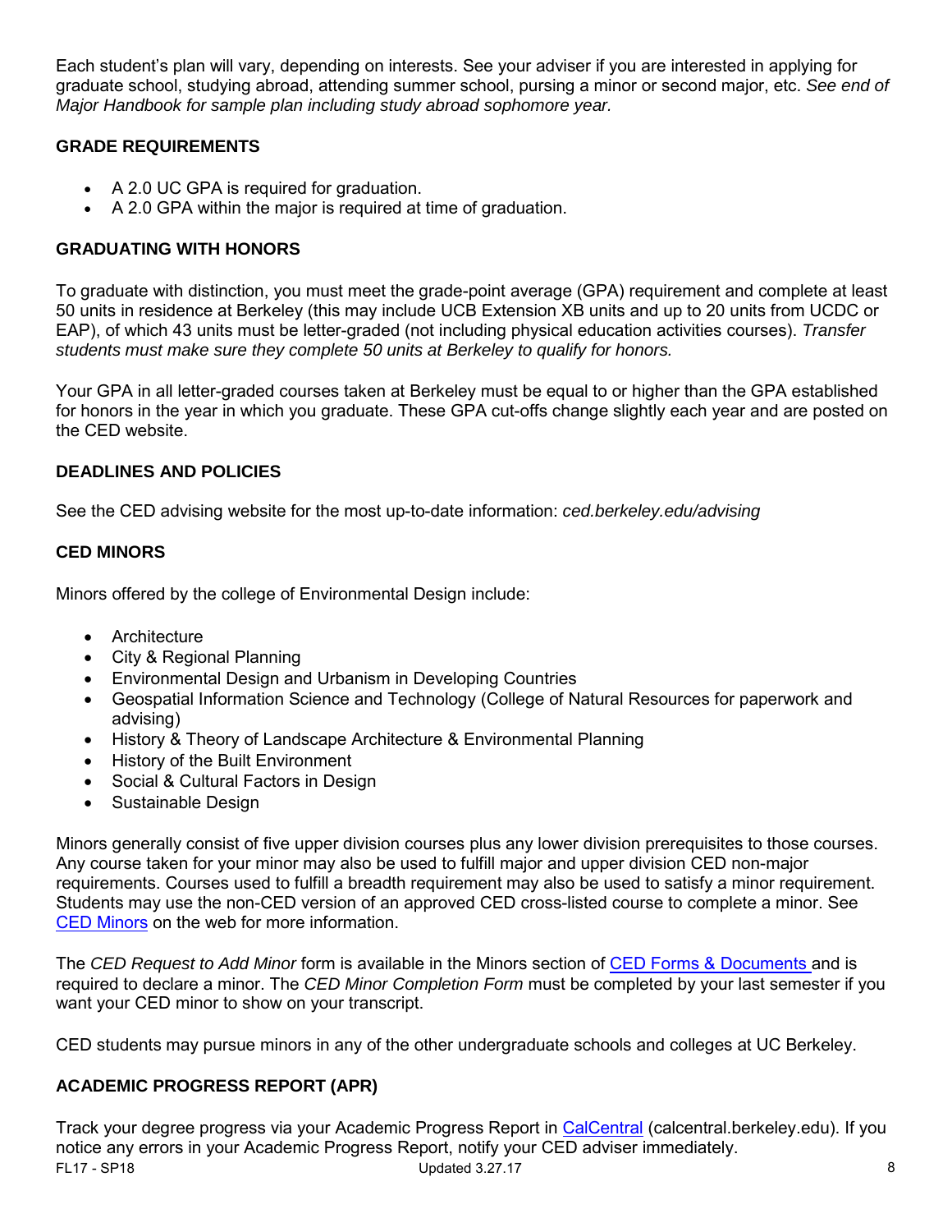Each student's plan will vary, depending on interests. See your adviser if you are interested in applying for graduate school, studying abroad, attending summer school, pursing a minor or second major, etc. *See end of Major Handbook for sample plan including study abroad sophomore year.*

## GRADE REQUIREMENTS

- A 2.0 UC GPA is required for graduation.
- A 2.0 GPA within the major is required at time of graduation.

## GRADUATING WITH HONORS

To graduate with distinction, you must meet the grade-point average (GPA) requirement and complete at least 50 units in residence at Berkeley (this may include UCB Extension XB units and up to 20 units from UCDC or EAP), of which 43 units must be letter-graded (not including physical education activities courses). *Transfer students must make sure they complete 50 units at Berkeley to qualify for honors.*

Your GPA in all letter-graded courses taken at Berkeley must be equal to or higher than the GPA established for honors in the year in which you graduate. These GPA cut-offs change slightly each year and are posted on the CED website.

## DEADLINES AND POLICIES

See the CED advising website for the most up-to-date information: *ced.berkeley.edu/advising*

## CED MINORS

Minors offered by the college of Environmental Design include:

- Architecture
- City & Regional Planning
- Environmental Design and Urbanism in Developing Countries
- Geospatial Information Science and Technology (College of Natural Resources for paperwork and advising)
- History & Theory of Landscape Architecture & Environmental Planning
- History of the Built Environment
- Social & Cultural Factors in Design
- Sustainable Design

Minors generally consist of five upper division courses plus any lower division prerequisites to those courses. Any course taken for your minor may also be used to fulfill major and upper division CED non-major requirements. Courses used to fulfill a breadth requirement may also be used to satisfy a minor requirement. Students may use the non-CED version of an approved CED cross-listed course to complete a minor. See CED Minors on the web for more information.

The *CED Request to Add Minor* form is available in the Minors section of CED Forms & Documents and is required to declare a minor. The *CED Minor Completion Form* must be completed by your last semester if you want your CED minor to show on your transcript.

CED students may pursue minors in any of the other undergraduate schools and colleges at UC Berkeley.

## ACADEMIC PROGRESS REPORT (APR)

Track your degree progress via your Academic Progress Report in CalCentral (calcentral.berkeley.edu). If you notice any errors in your Academic Progress Report, notify your CED adviser immediately.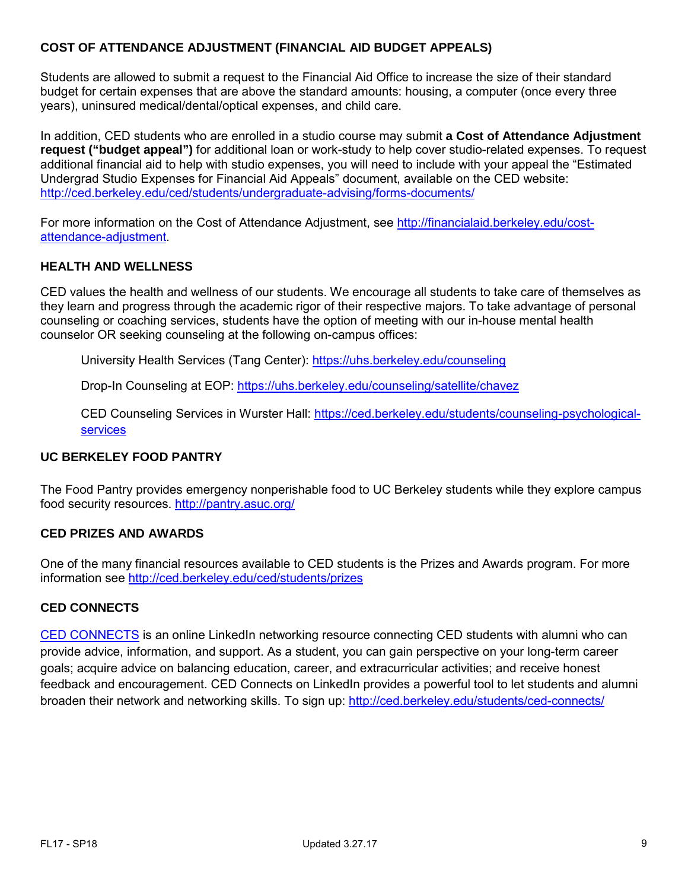## COST OF ATTENDANCE ADJUSTMENT (FINANCIAL AID BUDGET APPEALS)

Students are allowed to submit a request to the Financial Aid Office to increase the size of their standard budget for certain expenses that are above the standard amounts: housing, a computer (once every three years), uninsured medical/dental/optical expenses, and child care.

In addition, CED students who are enrolled in a studio course may submit **a Cost of Attendance Adjustment request ("budget appeal")** for additional loan or work-study to help cover studio-related expenses. To request additional financial aid to help with studio expenses, you will need to include with your appeal the "Estimated Undergrad Studio Expenses for Financial Aid Appeals" document, available on the CED website: http://ced.berkeley.edu/ced/students/undergraduate-advising/forms-documents/

For more information on the Cost of Attendance Adjustment, see http://financialaid.berkeley.edu/cost-attendance-adjustment.

## HEALTH AND WELLNESS

CED values the health and wellness of our students. We encourage all students to take care of themselves as they learn and progress through the academic rigor of their respective majors. To take advantage of personal counseling or coaching services, students have the option of meeting with our in-house mental health counselor OR seeking counseling at the following on-campus offices:

University Health Services (Tang Center): https://uhs.berkeley.edu/counseling

Drop-In Counseling at EOP: https://uhs.berkeley.edu/counseling/satellite/chavez

CED Counseling Services in Wurster Hall: https://ced.berkeley.edu/students/counseling-psychological-services

## UC BERKELEY FOOD PANTRY

The Food Pantry provides emergency nonperishable food to UC Berkeley students while they explore campus food security resources. http://pantry.asuc.org/

## CED PRIZES AND AWARDS

One of the many financial resources available to CED students is the Prizes and Awards program. For more information see http://ced.berkeley.edu/ced/students/prizes

## CED CONNECTS

CED CONNECTS is an online LinkedIn networking resource connecting CED students with alumni who can provide advice, information, and support. As a student, you can gain perspective on your long-term career goals; acquire advice on balancing education, career, and extracurricular activities; and receive honest feedback and encouragement. CED Connects on LinkedIn provides a powerful tool to let students and alumni broaden their network and networking skills. To sign up: http://ced.berkeley.edu/students/ced-connects/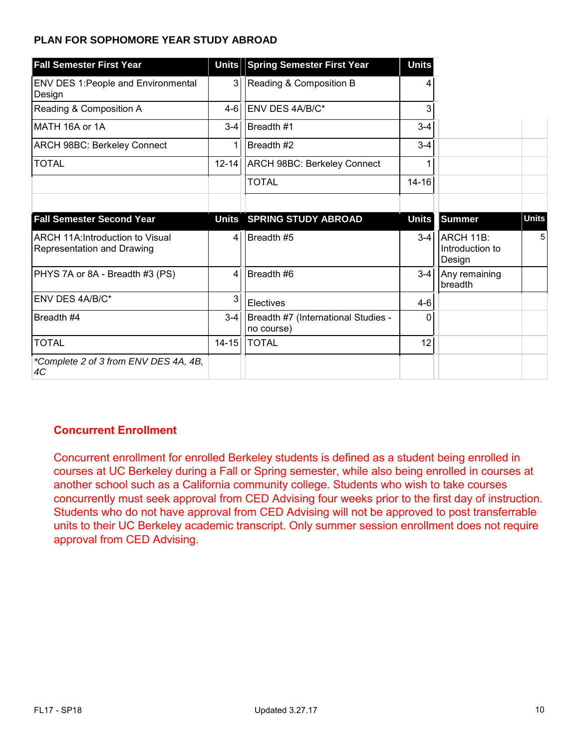**PLAN FOR SOPHOMORE YEAR STUDY ABROAD**

| Fall Semester First Year | Units | Spring Semester First Year | Units | | |
|---|---|---|---|---|---|
| ENV DES 1:People and Environmental Design | 3 | Reading & Composition B | 4 | | |
| Reading & Composition A | 4-6 | ENV DES 4A/B/C* | 3 | | |
| MATH 16A or 1A | 3-4 | Breadth #1 | 3-4 | | |
| ARCH 98BC: Berkeley Connect | 1 | Breadth #2 | 3-4 | | |
| TOTAL | 12-14 | ARCH 98BC: Berkeley Connect | 1 | | |
| | | TOTAL | 14-16 | | |
| | | | | | |
| **Fall Semester Second Year** | **Units** | **SPRING STUDY ABROAD** | **Units** | **Summer** | **Units** |
| ARCH 11A:Introduction to Visual Representation and Drawing | 4 | Breadth #5 | 3-4 | ARCH 11B: Introduction to Design | 5 |
| PHYS 7A or 8A - Breadth #3 (PS) | 4 | Breadth #6 | 3-4 | Any remaining breadth | |
| ENV DES 4A/B/C* | 3 | Electives | 4-6 | | |
| Breadth #4 | 3-4 | Breadth #7 (International Studies - no course) | 0 | | |
| TOTAL | 14-15 | TOTAL | 12 | | |
| *Complete 2 of 3 from ENV DES 4A, 4B, 4C* | | | | | |

## Concurrent Enrollment

Concurrent enrollment for enrolled Berkeley students is defined as a student being enrolled in courses at UC Berkeley during a Fall or Spring semester, while also being enrolled in courses at another school such as a California community college. Students who wish to take courses concurrently must seek approval from CED Advising four weeks prior to the first day of instruction. Students who do not have approval from CED Advising will not be approved to post transferrable units to their UC Berkeley academic transcript. Only summer session enrollment does not require approval from CED Advising.